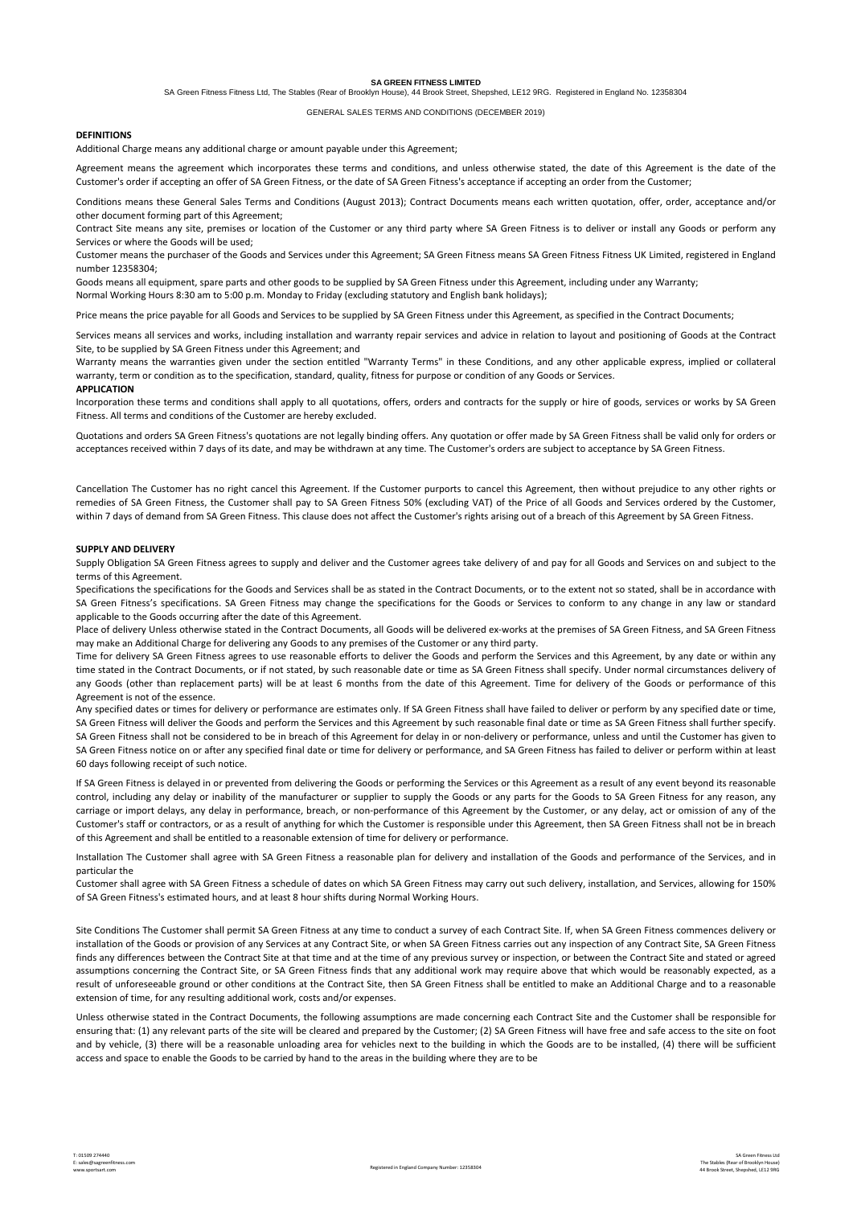**SA GREEN FITNESS LIMITED**

SA Green Fitness Fitness Ltd, The Stables (Rear of Brooklyn House), 44 Brook Street, Shepshed, LE12 9RG. Registered in England No. 12358304

GENERAL SALES TERMS AND CONDITIONS (DECEMBER 2019)

## DEFINITIONS

Additional Charge means any additional charge or amount payable under this Agreement;

Agreement means the agreement which incorporates these terms and conditions, and unless otherwise stated, the date of this Agreement is the date of the Customer's order if accepting an offer of SA Green Fitness, or the date of SA Green Fitness's acceptance if accepting an order from the Customer;

Conditions means these General Sales Terms and Conditions (August 2013); Contract Documents means each written quotation, offer, order, acceptance and/or other document forming part of this Agreement;

Contract Site means any site, premises or location of the Customer or any third party where SA Green Fitness is to deliver or install any Goods or perform any Services or where the Goods will be used;

Customer means the purchaser of the Goods and Services under this Agreement; SA Green Fitness means SA Green Fitness Fitness UK Limited, registered in England number 12358304;

Goods means all equipment, spare parts and other goods to be supplied by SA Green Fitness under this Agreement, including under any Warranty;

Normal Working Hours 8:30 am to 5:00 p.m. Monday to Friday (excluding statutory and English bank holidays);

Price means the price payable for all Goods and Services to be supplied by SA Green Fitness under this Agreement, as specified in the Contract Documents;

Services means all services and works, including installation and warranty repair services and advice in relation to layout and positioning of Goods at the Contract Site, to be supplied by SA Green Fitness under this Agreement; and

Warranty means the warranties given under the section entitled "Warranty Terms" in these Conditions, and any other applicable express, implied or collateral warranty, term or condition as to the specification, standard, quality, fitness for purpose or condition of any Goods or Services.

## APPLICATION

Incorporation these terms and conditions shall apply to all quotations, offers, orders and contracts for the supply or hire of goods, services or works by SA Green Fitness. All terms and conditions of the Customer are hereby excluded.

Quotations and orders SA Green Fitness's quotations are not legally binding offers. Any quotation or offer made by SA Green Fitness shall be valid only for orders or acceptances received within 7 days of its date, and may be withdrawn at any time. The Customer's orders are subject to acceptance by SA Green Fitness.

Cancellation The Customer has no right cancel this Agreement. If the Customer purports to cancel this Agreement, then without prejudice to any other rights or remedies of SA Green Fitness, the Customer shall pay to SA Green Fitness 50% (excluding VAT) of the Price of all Goods and Services ordered by the Customer, within 7 days of demand from SA Green Fitness. This clause does not affect the Customer's rights arising out of a breach of this Agreement by SA Green Fitness.

## SUPPLY AND DELIVERY

Supply Obligation SA Green Fitness agrees to supply and deliver and the Customer agrees take delivery of and pay for all Goods and Services on and subject to the terms of this Agreement.

Specifications the specifications for the Goods and Services shall be as stated in the Contract Documents, or to the extent not so stated, shall be in accordance with SA Green Fitness's specifications. SA Green Fitness may change the specifications for the Goods or Services to conform to any change in any law or standard applicable to the Goods occurring after the date of this Agreement.

Place of delivery Unless otherwise stated in the Contract Documents, all Goods will be delivered ex-works at the premises of SA Green Fitness, and SA Green Fitness may make an Additional Charge for delivering any Goods to any premises of the Customer or any third party.

Time for delivery SA Green Fitness agrees to use reasonable efforts to deliver the Goods and perform the Services and this Agreement, by any date or within any time stated in the Contract Documents, or if not stated, by such reasonable date or time as SA Green Fitness shall specify. Under normal circumstances delivery of any Goods (other than replacement parts) will be at least 6 months from the date of this Agreement. Time for delivery of the Goods or performance of this Agreement is not of the essence.

Any specified dates or times for delivery or performance are estimates only. If SA Green Fitness shall have failed to deliver or perform by any specified date or time, SA Green Fitness will deliver the Goods and perform the Services and this Agreement by such reasonable final date or time as SA Green Fitness shall further specify. SA Green Fitness shall not be considered to be in breach of this Agreement for delay in or non-delivery or performance, unless and until the Customer has given to SA Green Fitness notice on or after any specified final date or time for delivery or performance, and SA Green Fitness has failed to deliver or perform within at least 60 days following receipt of such notice.

If SA Green Fitness is delayed in or prevented from delivering the Goods or performing the Services or this Agreement as a result of any event beyond its reasonable control, including any delay or inability of the manufacturer or supplier to supply the Goods or any parts for the Goods to SA Green Fitness for any reason, any carriage or import delays, any delay in performance, breach, or non-performance of this Agreement by the Customer, or any delay, act or omission of any of the Customer's staff or contractors, or as a result of anything for which the Customer is responsible under this Agreement, then SA Green Fitness shall not be in breach of this Agreement and shall be entitled to a reasonable extension of time for delivery or performance.

Installation The Customer shall agree with SA Green Fitness a reasonable plan for delivery and installation of the Goods and performance of the Services, and in particular the

Customer shall agree with SA Green Fitness a schedule of dates on which SA Green Fitness may carry out such delivery, installation, and Services, allowing for 150% of SA Green Fitness's estimated hours, and at least 8 hour shifts during Normal Working Hours.

Site Conditions The Customer shall permit SA Green Fitness at any time to conduct a survey of each Contract Site. If, when SA Green Fitness commences delivery or installation of the Goods or provision of any Services at any Contract Site, or when SA Green Fitness carries out any inspection of any Contract Site, SA Green Fitness finds any differences between the Contract Site at that time and at the time of any previous survey or inspection, or between the Contract Site and stated or agreed assumptions concerning the Contract Site, or SA Green Fitness finds that any additional work may require above that which would be reasonably expected, as a result of unforeseeable ground or other conditions at the Contract Site, then SA Green Fitness shall be entitled to make an Additional Charge and to a reasonable extension of time, for any resulting additional work, costs and/or expenses.

Unless otherwise stated in the Contract Documents, the following assumptions are made concerning each Contract Site and the Customer shall be responsible for ensuring that: (1) any relevant parts of the site will be cleared and prepared by the Customer; (2) SA Green Fitness will have free and safe access to the site on foot and by vehicle, (3) there will be a reasonable unloading area for vehicles next to the building in which the Goods are to be installed, (4) there will be sufficient access and space to enable the Goods to be carried by hand to the areas in the building where they are to be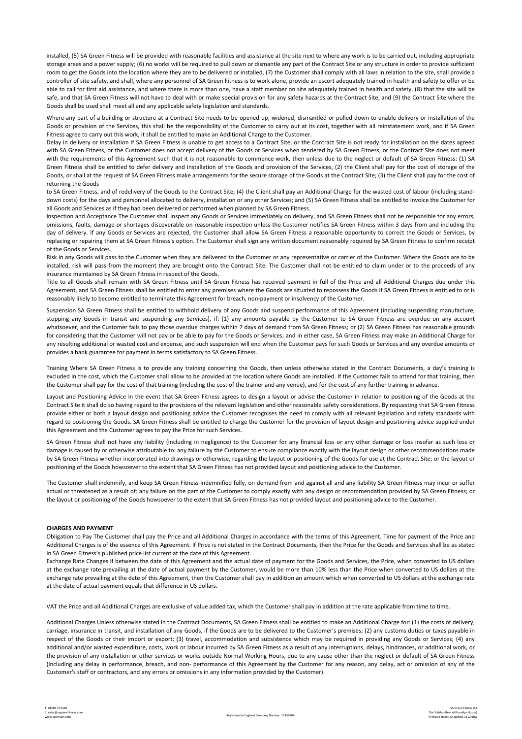installed, (5) SA Green Fitness will be provided with reasonable facilities and assistance at the site next to where any work is to be carried out, including appropriate storage areas and a power supply; (6) no works will be required to pull down or dismantle any part of the Contract Site or any structure in order to provide sufficient room to get the Goods into the location where they are to be delivered or installed, (7) the Customer shall comply with all laws in relation to the site, shall provide a controller of site safety, and shall, where any personnel of SA Green Fitness is to work alone, provide an escort adequately trained in health and safety to offer or be able to call for first aid assistance, and where there is more than one, have a staff member on site adequately trained in health and safety, (8) that the site will be safe, and that SA Green Fitness will not have to deal with or make special provision for any safety hazards at the Contract Site, and (9) the Contract Site where the Goods shall be used shall meet all and any applicable safety legislation and standards.

Where any part of a building or structure at a Contract Site needs to be opened up, widened, dismantled or pulled down to enable delivery or installation of the Goods or provision of the Services, this shall be the responsibility of the Customer to carry out at its cost, together with all reinstatement work, and if SA Green Fitness agree to carry out this work, it shall be entitled to make an Additional Charge to the Customer.

Delay in delivery or installation If SA Green Fitness is unable to get access to a Contract Site, or the Contract Site is not ready for installation on the dates agreed with SA Green Fitness, or the Customer does not accept delivery of the Goods or Services when tendered by SA Green Fitness, or the Contract Site does not meet with the requirements of this Agreement such that it is not reasonable to commence work, then unless due to the neglect or default of SA Green Fitness: (1) SA Green Fitness shall be entitled to defer delivery and installation of the Goods and provision of the Services, (2) the Client shall pay for the cost of storage of the Goods, or shall at the request of SA Green Fitness make arrangements for the secure storage of the Goods at the Contract Site; (3) the Client shall pay for the cost of returning the Goods to SA Green Fitness, and of redelivery of the Goods to the Contract Site; (4) the Client shall pay an Additional Charge for the wasted cost of labour (including stand-down costs) for the days and personnel allocated to delivery, installation or any other Services; and (5) SA Green Fitness shall be entitled to invoice the Customer for all Goods and Services as if they had been delivered or performed when planned by SA Green Fitness.

Inspection and Acceptance The Customer shall inspect any Goods or Services immediately on delivery, and SA Green Fitness shall not be responsible for any errors, omissions, faults, damage or shortages discoverable on reasonable inspection unless the Customer notifies SA Green Fitness within 3 days from and including the day of delivery. If any Goods or Services are rejected, the Customer shall allow SA Green Fitness a reasonable opportunity to correct the Goods or Services, by replacing or repairing them at SA Green Fitness's option. The Customer shall sign any written document reasonably required by SA Green Fitness to confirm receipt of the Goods or Services.

Risk in any Goods will pass to the Customer when they are delivered to the Customer or any representative or carrier of the Customer. Where the Goods are to be installed, risk will pass from the moment they are brought onto the Contract Site. The Customer shall not be entitled to claim under or to the proceeds of any insurance maintained by SA Green Fitness in respect of the Goods.

Title to all Goods shall remain with SA Green Fitness until SA Green Fitness has received payment in full of the Price and all Additional Charges due under this Agreement, and SA Green Fitness shall be entitled to enter any premises where the Goods are situated to repossess the Goods if SA Green Fitness is entitled to or is reasonably likely to become entitled to terminate this Agreement for breach, non-payment or insolvency of the Customer.

Suspension SA Green Fitness shall be entitled to withhold delivery of any Goods and suspend performance of this Agreement (including suspending manufacture, stopping any Goods in transit and suspending any Services), if: (1) any amounts payable by the Customer to SA Green Fitness are overdue on any account whatsoever, and the Customer fails to pay those overdue charges within 7 days of demand from SA Green Fitness; or (2) SA Green Fitness has reasonable grounds for considering that the Customer will not pay or be able to pay for the Goods or Services; and in either case, SA Green Fitness may make an Additional Charge for any resulting additional or wasted cost and expense, and such suspension will end when the Customer pays for such Goods or Services and any overdue amounts or provides a bank guarantee for payment in terms satisfactory to SA Green Fitness.

Training Where SA Green Fitness is to provide any training concerning the Goods, then unless otherwise stated in the Contract Documents, a day's training is excluded in the cost, which the Customer shall allow to be provided at the location where Goods are installed. If the Customer fails to attend for that training, then the Customer shall pay for the cost of that training (including the cost of the trainer and any venue), and for the cost of any further training in advance.

Layout and Positioning Advice In the event that SA Green Fitness agrees to design a layout or advise the Customer in relation to positioning of the Goods at the Contract Site it shall do so having regard to the provisions of the relevant legislation and other reasonable safety considerations. By requesting that SA Green Fitness provide either or both a layout design and positioning advice the Customer recognises the need to comply with all relevant legislation and safety standards with regard to positioning the Goods. SA Green Fitness shall be entitled to charge the Customer for the provision of layout design and positioning advice supplied under this Agreement and the Customer agrees to pay the Price for such Services.

SA Green Fitness shall not have any liability (including in negligence) to the Customer for any financial loss or any other damage or loss insofar as such loss or damage is caused by or otherwise attributable to: any failure by the Customer to ensure compliance exactly with the layout design or other recommendations made by SA Green Fitness whether incorporated into drawings or otherwise, regarding the layout or positioning of the Goods for use at the Contract Site; or the layout or positioning of the Goods howsoever to the extent that SA Green Fitness has not provided layout and positioning advice to the Customer.

The Customer shall indemnify, and keep SA Green Fitness indemnified fully, on demand from and against all and any liability SA Green Fitness may incur or suffer actual or threatened as a result of: any failure on the part of the Customer to comply exactly with any design or recommendation provided by SA Green Fitness; or the layout or positioning of the Goods howsoever to the extent that SA Green Fitness has not provided layout and positioning advice to the Customer.

**CHARGES AND PAYMENT**

Obligation to Pay The Customer shall pay the Price and all Additional Charges in accordance with the terms of this Agreement. Time for payment of the Price and Additional Charges is of the essence of this Agreement. If Price is not stated in the Contract Documents, then the Price for the Goods and Services shall be as stated in SA Green Fitness's published price list current at the date of this Agreement.

Exchange Rate Changes If between the date of this Agreement and the actual date of payment for the Goods and Services, the Price, when converted to US dollars at the exchange rate prevailing at the date of actual payment by the Customer, would be more than 10% less than the Price when converted to US dollars at the exchange rate prevailing at the date of this Agreement, then the Customer shall pay in addition an amount which when converted to US dollars at the exchange rate at the date of actual payment equals that difference in US dollars.

VAT the Price and all Additional Charges are exclusive of value added tax, which the Customer shall pay in addition at the rate applicable from time to time.

Additional Charges Unless otherwise stated in the Contract Documents, SA Green Fitness shall be entitled to make an Additional Charge for: (1) the costs of delivery, carriage, insurance in transit, and installation of any Goods, if the Goods are to be delivered to the Customer's premises; (2) any customs duties or taxes payable in respect of the Goods or their import or export; (3) travel, accommodation and subsistence which may be required in providing any Goods or Services; (4) any additional and/or wasted expenditure, costs, work or labour incurred by SA Green Fitness as a result of any interruptions, delays, hindrances, or additional work, or the provision of any installation or other services or works outside Normal Working Hours, due to any cause other than the neglect or default of SA Green Fitness (including any delay in performance, breach, and non- performance of this Agreement by the Customer for any reason, any delay, act or omission of any of the Customer's staff or contractors, and any errors or omissions in any information provided by the Customer).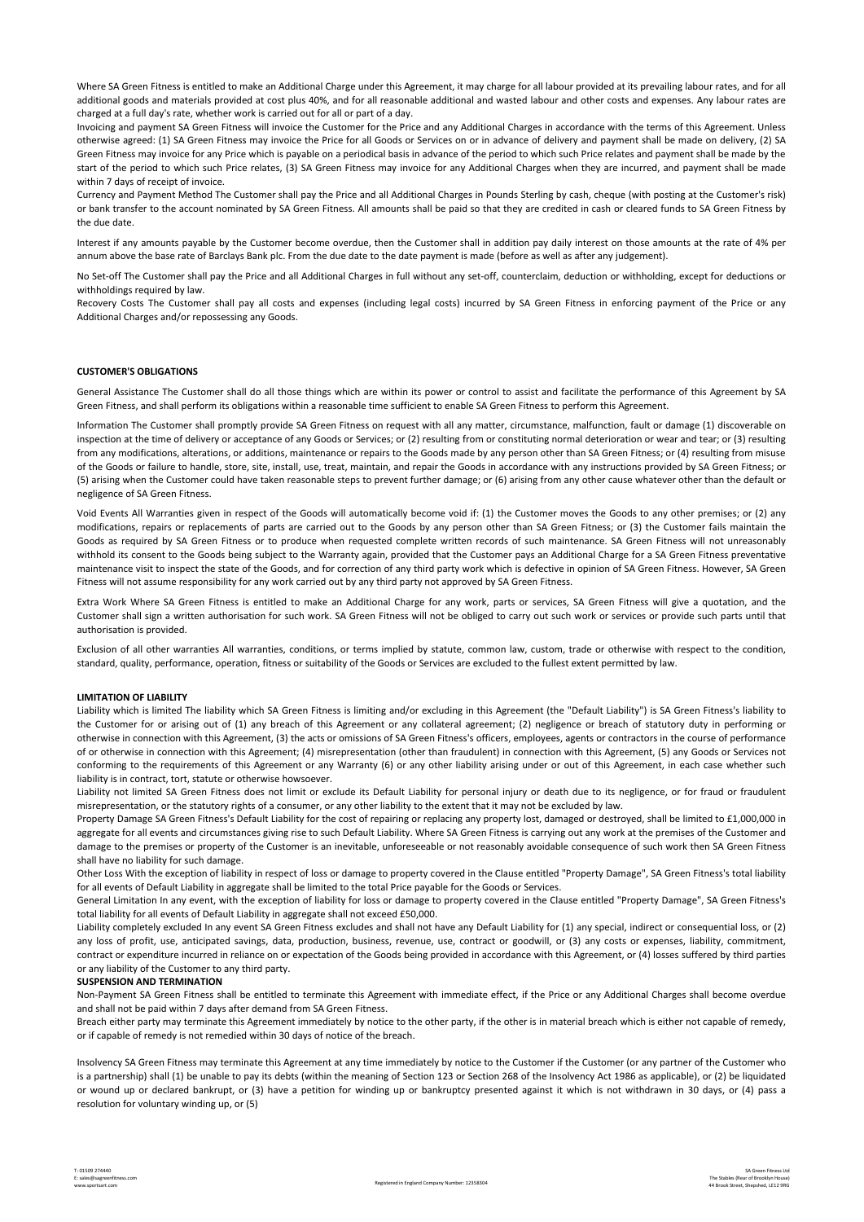Where SA Green Fitness is entitled to make an Additional Charge under this Agreement, it may charge for all labour provided at its prevailing labour rates, and for all additional goods and materials provided at cost plus 40%, and for all reasonable additional and wasted labour and other costs and expenses. Any labour rates are charged at a full day's rate, whether work is carried out for all or part of a day.

Invoicing and payment SA Green Fitness will invoice the Customer for the Price and any Additional Charges in accordance with the terms of this Agreement. Unless otherwise agreed: (1) SA Green Fitness may invoice the Price for all Goods or Services on or in advance of delivery and payment shall be made on delivery, (2) SA Green Fitness may invoice for any Price which is payable on a periodical basis in advance of the period to which such Price relates and payment shall be made by the start of the period to which such Price relates, (3) SA Green Fitness may invoice for any Additional Charges when they are incurred, and payment shall be made within 7 days of receipt of invoice.

Currency and Payment Method The Customer shall pay the Price and all Additional Charges in Pounds Sterling by cash, cheque (with posting at the Customer's risk) or bank transfer to the account nominated by SA Green Fitness. All amounts shall be paid so that they are credited in cash or cleared funds to SA Green Fitness by the due date.

Interest if any amounts payable by the Customer become overdue, then the Customer shall in addition pay daily interest on those amounts at the rate of 4% per annum above the base rate of Barclays Bank plc. From the due date to the date payment is made (before as well as after any judgement).

No Set-off The Customer shall pay the Price and all Additional Charges in full without any set-off, counterclaim, deduction or withholding, except for deductions or withholdings required by law.

Recovery Costs The Customer shall pay all costs and expenses (including legal costs) incurred by SA Green Fitness in enforcing payment of the Price or any Additional Charges and/or repossessing any Goods.

**CUSTOMER'S OBLIGATIONS**

General Assistance The Customer shall do all those things which are within its power or control to assist and facilitate the performance of this Agreement by SA Green Fitness, and shall perform its obligations within a reasonable time sufficient to enable SA Green Fitness to perform this Agreement.

Information The Customer shall promptly provide SA Green Fitness on request with all any matter, circumstance, malfunction, fault or damage (1) discoverable on inspection at the time of delivery or acceptance of any Goods or Services; or (2) resulting from or constituting normal deterioration or wear and tear; or (3) resulting from any modifications, alterations, or additions, maintenance or repairs to the Goods made by any person other than SA Green Fitness; or (4) resulting from misuse of the Goods or failure to handle, store, site, install, use, treat, maintain, and repair the Goods in accordance with any instructions provided by SA Green Fitness; or (5) arising when the Customer could have taken reasonable steps to prevent further damage; or (6) arising from any other cause whatever other than the default or negligence of SA Green Fitness.

Void Events All Warranties given in respect of the Goods will automatically become void if: (1) the Customer moves the Goods to any other premises; or (2) any modifications, repairs or replacements of parts are carried out to the Goods by any person other than SA Green Fitness; or (3) the Customer fails maintain the Goods as required by SA Green Fitness or to produce when requested complete written records of such maintenance. SA Green Fitness will not unreasonably withhold its consent to the Goods being subject to the Warranty again, provided that the Customer pays an Additional Charge for a SA Green Fitness preventative maintenance visit to inspect the state of the Goods, and for correction of any third party work which is defective in opinion of SA Green Fitness. However, SA Green Fitness will not assume responsibility for any work carried out by any third party not approved by SA Green Fitness.

Extra Work Where SA Green Fitness is entitled to make an Additional Charge for any work, parts or services, SA Green Fitness will give a quotation, and the Customer shall sign a written authorisation for such work. SA Green Fitness will not be obliged to carry out such work or services or provide such parts until that authorisation is provided.

Exclusion of all other warranties All warranties, conditions, or terms implied by statute, common law, custom, trade or otherwise with respect to the condition, standard, quality, performance, operation, fitness or suitability of the Goods or Services are excluded to the fullest extent permitted by law.

**LIMITATION OF LIABILITY**

Liability which is limited The liability which SA Green Fitness is limiting and/or excluding in this Agreement (the "Default Liability") is SA Green Fitness's liability to the Customer for or arising out of (1) any breach of this Agreement or any collateral agreement; (2) negligence or breach of statutory duty in performing or otherwise in connection with this Agreement, (3) the acts or omissions of SA Green Fitness's officers, employees, agents or contractors in the course of performance of or otherwise in connection with this Agreement; (4) misrepresentation (other than fraudulent) in connection with this Agreement, (5) any Goods or Services not conforming to the requirements of this Agreement or any Warranty (6) or any other liability arising under or out of this Agreement, in each case whether such liability is in contract, tort, statute or otherwise howsoever.

Liability not limited SA Green Fitness does not limit or exclude its Default Liability for personal injury or death due to its negligence, or for fraud or fraudulent misrepresentation, or the statutory rights of a consumer, or any other liability to the extent that it may not be excluded by law.

Property Damage SA Green Fitness's Default Liability for the cost of repairing or replacing any property lost, damaged or destroyed, shall be limited to £1,000,000 in aggregate for all events and circumstances giving rise to such Default Liability. Where SA Green Fitness is carrying out any work at the premises of the Customer and damage to the premises or property of the Customer is an inevitable, unforeseeable or not reasonably avoidable consequence of such work then SA Green Fitness shall have no liability for such damage.

Other Loss With the exception of liability in respect of loss or damage to property covered in the Clause entitled "Property Damage", SA Green Fitness's total liability for all events of Default Liability in aggregate shall be limited to the total Price payable for the Goods or Services.

General Limitation In any event, with the exception of liability for loss or damage to property covered in the Clause entitled "Property Damage", SA Green Fitness's total liability for all events of Default Liability in aggregate shall not exceed £50,000.

Liability completely excluded In any event SA Green Fitness excludes and shall not have any Default Liability for (1) any special, indirect or consequential loss, or (2) any loss of profit, use, anticipated savings, data, production, business, revenue, use, contract or goodwill, or (3) any costs or expenses, liability, commitment, contract or expenditure incurred in reliance on or expectation of the Goods being provided in accordance with this Agreement, or (4) losses suffered by third parties or any liability of the Customer to any third party.

**SUSPENSION AND TERMINATION**

Non-Payment SA Green Fitness shall be entitled to terminate this Agreement with immediate effect, if the Price or any Additional Charges shall become overdue and shall not be paid within 7 days after demand from SA Green Fitness.

Breach either party may terminate this Agreement immediately by notice to the other party, if the other is in material breach which is either not capable of remedy, or if capable of remedy is not remedied within 30 days of notice of the breach.

Insolvency SA Green Fitness may terminate this Agreement at any time immediately by notice to the Customer if the Customer (or any partner of the Customer who is a partnership) shall (1) be unable to pay its debts (within the meaning of Section 123 or Section 268 of the Insolvency Act 1986 as applicable), or (2) be liquidated or wound up or declared bankrupt, or (3) have a petition for winding up or bankruptcy presented against it which is not withdrawn in 30 days, or (4) pass a resolution for voluntary winding up, or (5)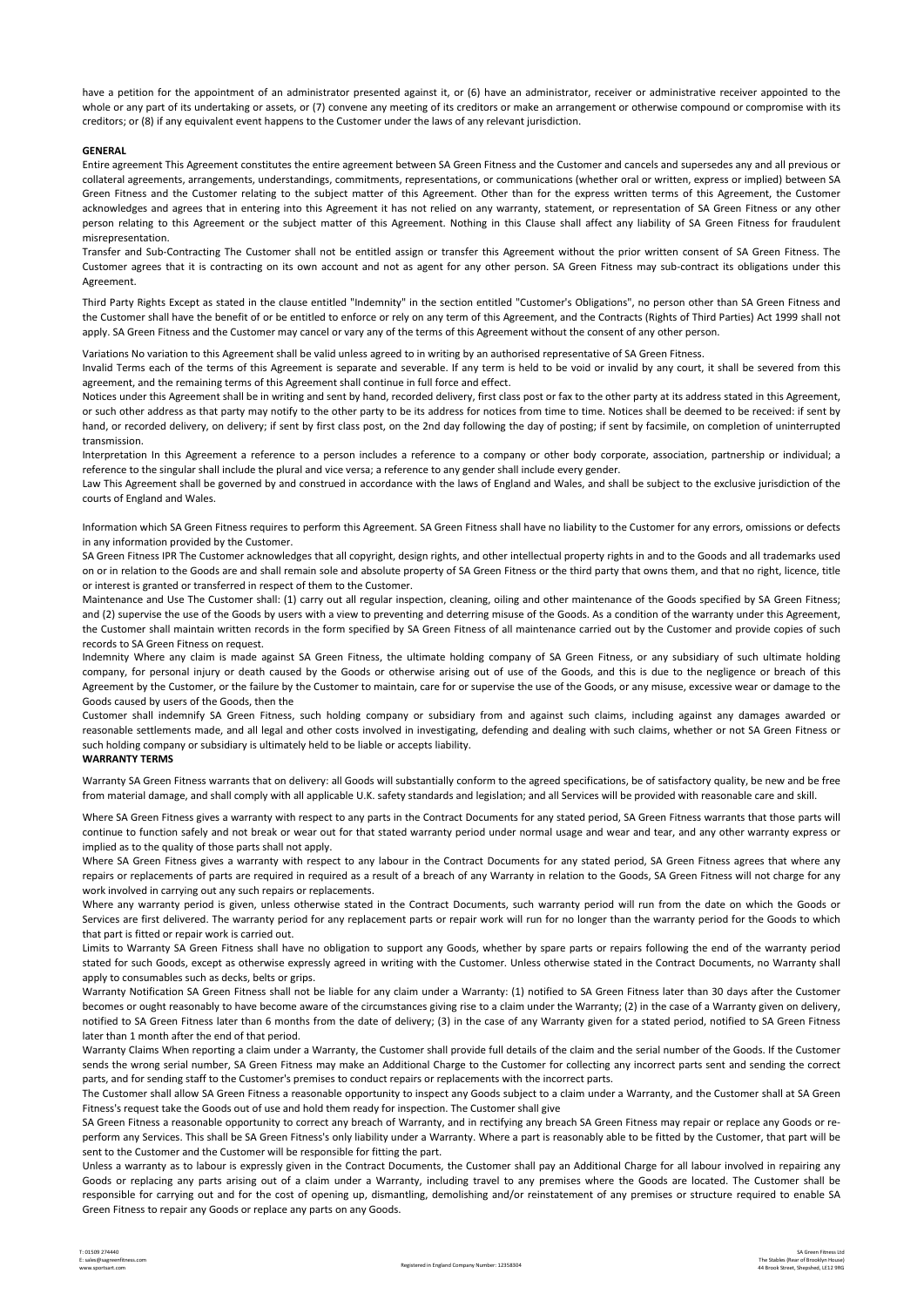have a petition for the appointment of an administrator presented against it, or (6) have an administrator, receiver or administrative receiver appointed to the whole or any part of its undertaking or assets, or (7) convene any meeting of its creditors or make an arrangement or otherwise compound or compromise with its creditors; or (8) if any equivalent event happens to the Customer under the laws of any relevant jurisdiction.

**GENERAL**

Entire agreement This Agreement constitutes the entire agreement between SA Green Fitness and the Customer and cancels and supersedes any and all previous or collateral agreements, arrangements, understandings, commitments, representations, or communications (whether oral or written, express or implied) between SA Green Fitness and the Customer relating to the subject matter of this Agreement. Other than for the express written terms of this Agreement, the Customer acknowledges and agrees that in entering into this Agreement it has not relied on any warranty, statement, or representation of SA Green Fitness or any other person relating to this Agreement or the subject matter of this Agreement. Nothing in this Clause shall affect any liability of SA Green Fitness for fraudulent misrepresentation.

Transfer and Sub-Contracting The Customer shall not be entitled assign or transfer this Agreement without the prior written consent of SA Green Fitness. The Customer agrees that it is contracting on its own account and not as agent for any other person. SA Green Fitness may sub-contract its obligations under this Agreement.

Third Party Rights Except as stated in the clause entitled "Indemnity" in the section entitled "Customer's Obligations", no person other than SA Green Fitness and the Customer shall have the benefit of or be entitled to enforce or rely on any term of this Agreement, and the Contracts (Rights of Third Parties) Act 1999 shall not apply. SA Green Fitness and the Customer may cancel or vary any of the terms of this Agreement without the consent of any other person.

Variations No variation to this Agreement shall be valid unless agreed to in writing by an authorised representative of SA Green Fitness.

Invalid Terms each of the terms of this Agreement is separate and severable. If any term is held to be void or invalid by any court, it shall be severed from this agreement, and the remaining terms of this Agreement shall continue in full force and effect.

Notices under this Agreement shall be in writing and sent by hand, recorded delivery, first class post or fax to the other party at its address stated in this Agreement, or such other address as that party may notify to the other party to be its address for notices from time to time. Notices shall be deemed to be received: if sent by hand, or recorded delivery, on delivery; if sent by first class post, on the 2nd day following the day of posting; if sent by facsimile, on completion of uninterrupted transmission.

Interpretation In this Agreement a reference to a person includes a reference to a company or other body corporate, association, partnership or individual; a reference to the singular shall include the plural and vice versa; a reference to any gender shall include every gender.

Law This Agreement shall be governed by and construed in accordance with the laws of England and Wales, and shall be subject to the exclusive jurisdiction of the courts of England and Wales.

Information which SA Green Fitness requires to perform this Agreement. SA Green Fitness shall have no liability to the Customer for any errors, omissions or defects in any information provided by the Customer.

SA Green Fitness IPR The Customer acknowledges that all copyright, design rights, and other intellectual property rights in and to the Goods and all trademarks used on or in relation to the Goods are and shall remain sole and absolute property of SA Green Fitness or the third party that owns them, and that no right, licence, title or interest is granted or transferred in respect of them to the Customer.

Maintenance and Use The Customer shall: (1) carry out all regular inspection, cleaning, oiling and other maintenance of the Goods specified by SA Green Fitness; and (2) supervise the use of the Goods by users with a view to preventing and deterring misuse of the Goods. As a condition of the warranty under this Agreement, the Customer shall maintain written records in the form specified by SA Green Fitness of all maintenance carried out by the Customer and provide copies of such records to SA Green Fitness on request.

Indemnity Where any claim is made against SA Green Fitness, the ultimate holding company of SA Green Fitness, or any subsidiary of such ultimate holding company, for personal injury or death caused by the Goods or otherwise arising out of use of the Goods, and this is due to the negligence or breach of this Agreement by the Customer, or the failure by the Customer to maintain, care for or supervise the use of the Goods, or any misuse, excessive wear or damage to the Goods caused by users of the Goods, then the

Customer shall indemnify SA Green Fitness, such holding company or subsidiary from and against such claims, including against any damages awarded or reasonable settlements made, and all legal and other costs involved in investigating, defending and dealing with such claims, whether or not SA Green Fitness or such holding company or subsidiary is ultimately held to be liable or accepts liability.

**WARRANTY TERMS**

Warranty SA Green Fitness warrants that on delivery: all Goods will substantially conform to the agreed specifications, be of satisfactory quality, be new and be free from material damage, and shall comply with all applicable U.K. safety standards and legislation; and all Services will be provided with reasonable care and skill.

Where SA Green Fitness gives a warranty with respect to any parts in the Contract Documents for any stated period, SA Green Fitness warrants that those parts will continue to function safely and not break or wear out for that stated warranty period under normal usage and wear and tear, and any other warranty express or implied as to the quality of those parts shall not apply.

Where SA Green Fitness gives a warranty with respect to any labour in the Contract Documents for any stated period, SA Green Fitness agrees that where any repairs or replacements of parts are required in required as a result of a breach of any Warranty in relation to the Goods, SA Green Fitness will not charge for any work involved in carrying out any such repairs or replacements.

Where any warranty period is given, unless otherwise stated in the Contract Documents, such warranty period will run from the date on which the Goods or Services are first delivered. The warranty period for any replacement parts or repair work will run for no longer than the warranty period for the Goods to which that part is fitted or repair work is carried out.

Limits to Warranty SA Green Fitness shall have no obligation to support any Goods, whether by spare parts or repairs following the end of the warranty period stated for such Goods, except as otherwise expressly agreed in writing with the Customer. Unless otherwise stated in the Contract Documents, no Warranty shall apply to consumables such as decks, belts or grips.

Warranty Notification SA Green Fitness shall not be liable for any claim under a Warranty: (1) notified to SA Green Fitness later than 30 days after the Customer becomes or ought reasonably to have become aware of the circumstances giving rise to a claim under the Warranty; (2) in the case of a Warranty given on delivery, notified to SA Green Fitness later than 6 months from the date of delivery; (3) in the case of any Warranty given for a stated period, notified to SA Green Fitness later than 1 month after the end of that period.

Warranty Claims When reporting a claim under a Warranty, the Customer shall provide full details of the claim and the serial number of the Goods. If the Customer sends the wrong serial number, SA Green Fitness may make an Additional Charge to the Customer for collecting any incorrect parts sent and sending the correct parts, and for sending staff to the Customer's premises to conduct repairs or replacements with the incorrect parts.

The Customer shall allow SA Green Fitness a reasonable opportunity to inspect any Goods subject to a claim under a Warranty, and the Customer shall at SA Green Fitness's request take the Goods out of use and hold them ready for inspection. The Customer shall give

SA Green Fitness a reasonable opportunity to correct any breach of Warranty, and in rectifying any breach SA Green Fitness may repair or replace any Goods or re-perform any Services. This shall be SA Green Fitness's only liability under a Warranty. Where a part is reasonably able to be fitted by the Customer, that part will be sent to the Customer and the Customer will be responsible for fitting the part.

Unless a warranty as to labour is expressly given in the Contract Documents, the Customer shall pay an Additional Charge for all labour involved in repairing any Goods or replacing any parts arising out of a claim under a Warranty, including travel to any premises where the Goods are located. The Customer shall be responsible for carrying out and for the cost of opening up, dismantling, demolishing and/or reinstatement of any premises or structure required to enable SA Green Fitness to repair any Goods or replace any parts on any Goods.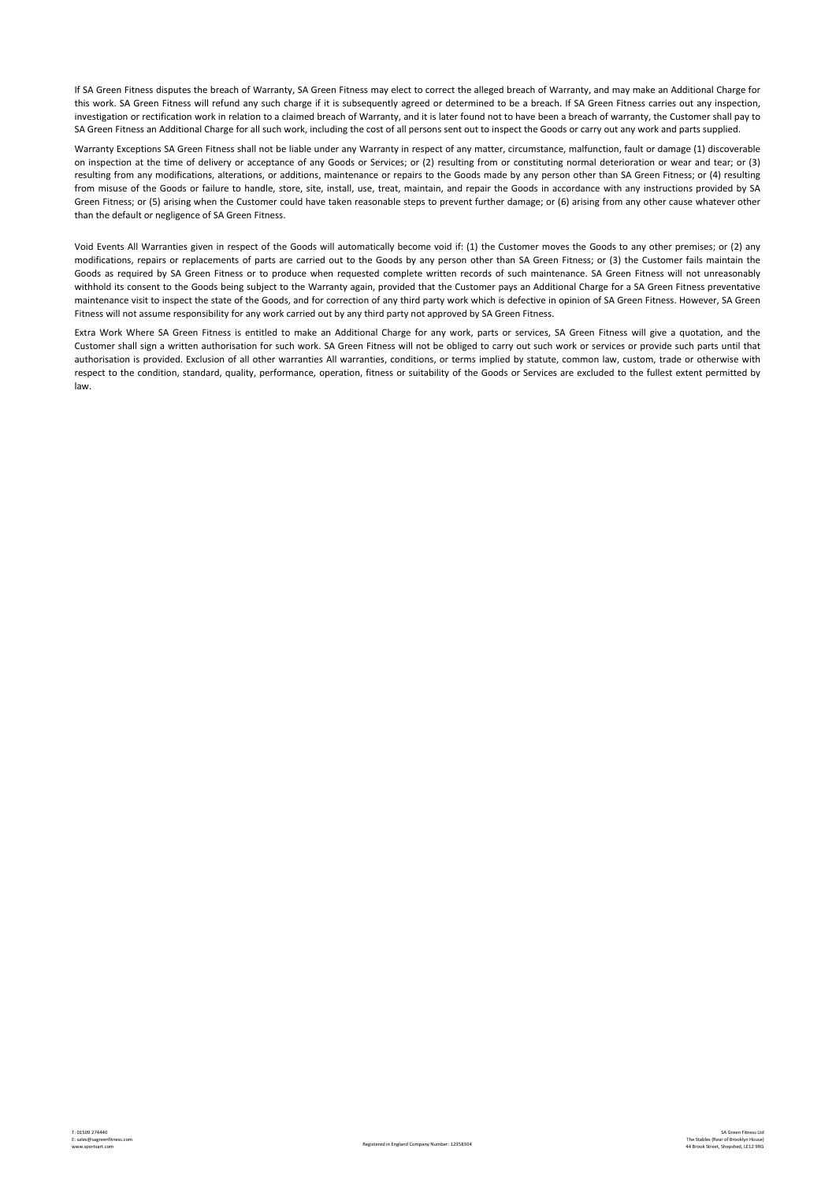If SA Green Fitness disputes the breach of Warranty, SA Green Fitness may elect to correct the alleged breach of Warranty, and may make an Additional Charge for this work. SA Green Fitness will refund any such charge if it is subsequently agreed or determined to be a breach. If SA Green Fitness carries out any inspection, investigation or rectification work in relation to a claimed breach of Warranty, and it is later found not to have been a breach of warranty, the Customer shall pay to SA Green Fitness an Additional Charge for all such work, including the cost of all persons sent out to inspect the Goods or carry out any work and parts supplied.

Warranty Exceptions SA Green Fitness shall not be liable under any Warranty in respect of any matter, circumstance, malfunction, fault or damage (1) discoverable on inspection at the time of delivery or acceptance of any Goods or Services; or (2) resulting from or constituting normal deterioration or wear and tear; or (3) resulting from any modifications, alterations, or additions, maintenance or repairs to the Goods made by any person other than SA Green Fitness; or (4) resulting from misuse of the Goods or failure to handle, store, site, install, use, treat, maintain, and repair the Goods in accordance with any instructions provided by SA Green Fitness; or (5) arising when the Customer could have taken reasonable steps to prevent further damage; or (6) arising from any other cause whatever other than the default or negligence of SA Green Fitness.

Void Events All Warranties given in respect of the Goods will automatically become void if: (1) the Customer moves the Goods to any other premises; or (2) any modifications, repairs or replacements of parts are carried out to the Goods by any person other than SA Green Fitness; or (3) the Customer fails maintain the Goods as required by SA Green Fitness or to produce when requested complete written records of such maintenance. SA Green Fitness will not unreasonably withhold its consent to the Goods being subject to the Warranty again, provided that the Customer pays an Additional Charge for a SA Green Fitness preventative maintenance visit to inspect the state of the Goods, and for correction of any third party work which is defective in opinion of SA Green Fitness. However, SA Green Fitness will not assume responsibility for any work carried out by any third party not approved by SA Green Fitness.

Extra Work Where SA Green Fitness is entitled to make an Additional Charge for any work, parts or services, SA Green Fitness will give a quotation, and the Customer shall sign a written authorisation for such work. SA Green Fitness will not be obliged to carry out such work or services or provide such parts until that authorisation is provided. Exclusion of all other warranties All warranties, conditions, or terms implied by statute, common law, custom, trade or otherwise with respect to the condition, standard, quality, performance, operation, fitness or suitability of the Goods or Services are excluded to the fullest extent permitted by law.